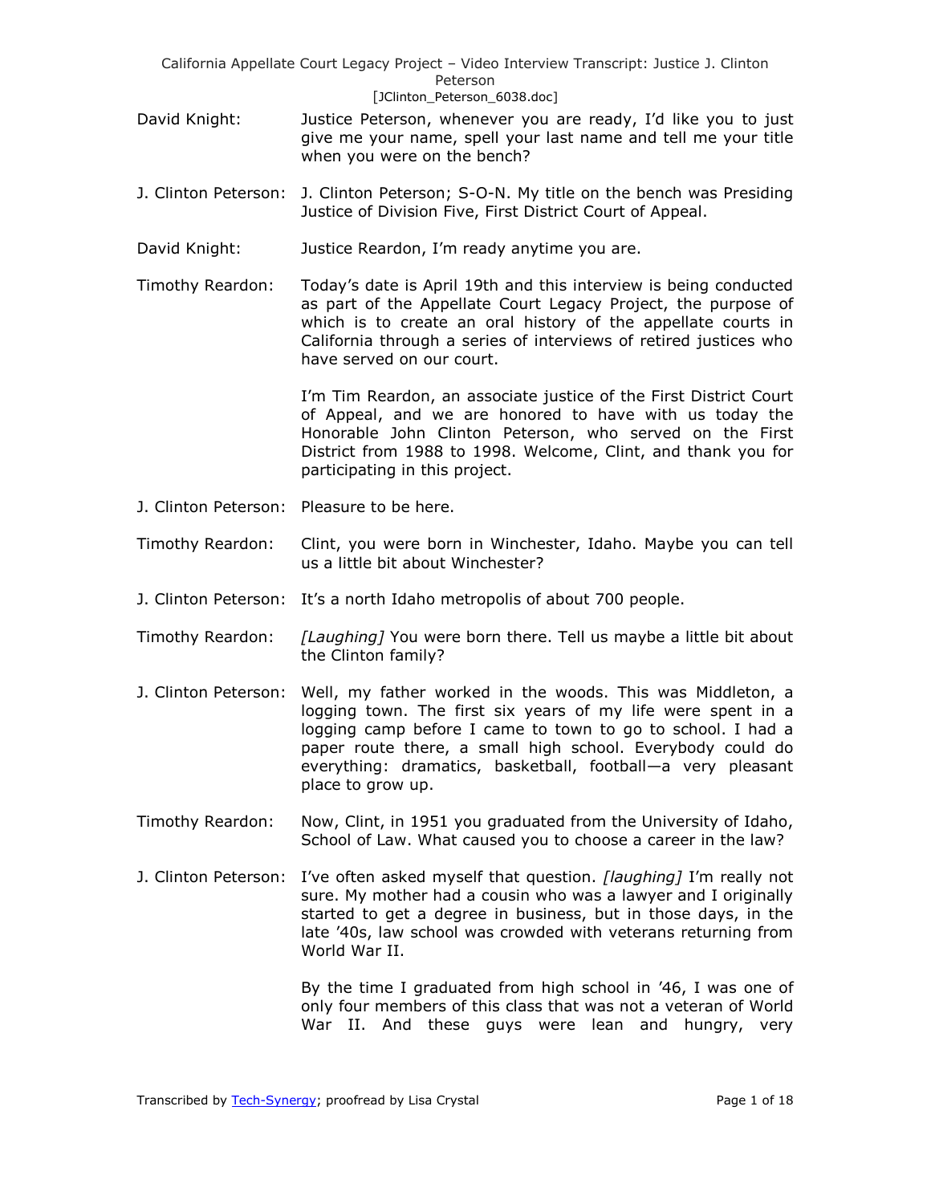David Knight: Justice Peterson, whenever you are ready, I'd like you to just give me your name, spell your last name and tell me your title when you were on the bench?

J. Clinton Peterson: J. Clinton Peterson; S-O-N. My title on the bench was Presiding Justice of Division Five, First District Court of Appeal.

David Knight: Justice Reardon, I'm ready anytime you are.

Timothy Reardon: Today's date is April 19th and this interview is being conducted as part of the Appellate Court Legacy Project, the purpose of which is to create an oral history of the appellate courts in California through a series of interviews of retired justices who have served on our court.

I'm Tim Reardon, an associate justice of the First District Court of Appeal, and we are honored to have with us today the Honorable John Clinton Peterson, who served on the First District from 1988 to 1998. Welcome, Clint, and thank you for participating in this project.

J. Clinton Peterson: Pleasure to be here.

Timothy Reardon: Clint, you were born in Winchester, Idaho. Maybe you can tell us a little bit about Winchester?

J. Clinton Peterson: It's a north Idaho metropolis of about 700 people.

Timothy Reardon: *[Laughing]* You were born there. Tell us maybe a little bit about the Clinton family?

J. Clinton Peterson: Well, my father worked in the woods. This was Middleton, a logging town. The first six years of my life were spent in a logging camp before I came to town to go to school. I had a paper route there, a small high school. Everybody could do everything: dramatics, basketball, football—a very pleasant place to grow up.

Timothy Reardon: Now, Clint, in 1951 you graduated from the University of Idaho, School of Law. What caused you to choose a career in the law?

J. Clinton Peterson: I've often asked myself that question. *[laughing]* I'm really not sure. My mother had a cousin who was a lawyer and I originally started to get a degree in business, but in those days, in the late '40s, law school was crowded with veterans returning from World War II.

By the time I graduated from high school in '46, I was one of only four members of this class that was not a veteran of World War II. And these guys were lean and hungry, very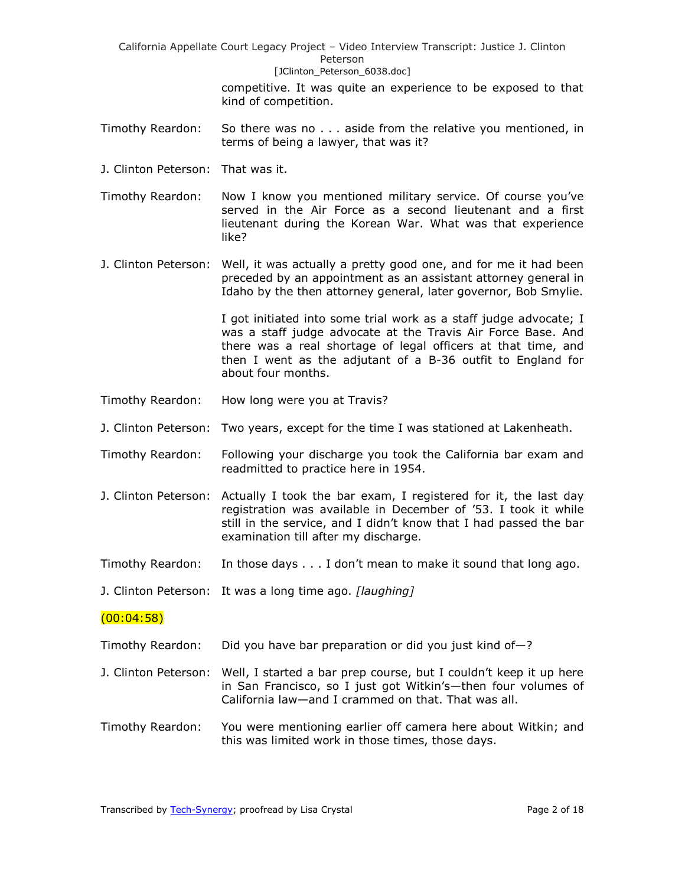competitive. It was quite an experience to be exposed to that kind of competition.

Timothy Reardon: So there was no . . . aside from the relative you mentioned, in terms of being a lawyer, that was it?

J. Clinton Peterson: That was it.

Timothy Reardon: Now I know you mentioned military service. Of course you've served in the Air Force as a second lieutenant and a first lieutenant during the Korean War. What was that experience like?

J. Clinton Peterson: Well, it was actually a pretty good one, and for me it had been preceded by an appointment as an assistant attorney general in Idaho by the then attorney general, later governor, Bob Smylie.

I got initiated into some trial work as a staff judge advocate; I was a staff judge advocate at the Travis Air Force Base. And there was a real shortage of legal officers at that time, and then I went as the adjutant of a B-36 outfit to England for about four months.

Timothy Reardon: How long were you at Travis?

J. Clinton Peterson: Two years, except for the time I was stationed at Lakenheath.

Timothy Reardon: Following your discharge you took the California bar exam and readmitted to practice here in 1954.

J. Clinton Peterson: Actually I took the bar exam, I registered for it, the last day registration was available in December of '53. I took it while still in the service, and I didn't know that I had passed the bar examination till after my discharge.

Timothy Reardon: In those days . . . I don't mean to make it sound that long ago.

J. Clinton Peterson: It was a long time ago. *[laughing]*

(00:04:58)

Timothy Reardon: Did you have bar preparation or did you just kind of—?

J. Clinton Peterson: Well, I started a bar prep course, but I couldn't keep it up here in San Francisco, so I just got Witkin's—then four volumes of California law—and I crammed on that. That was all.

Timothy Reardon: You were mentioning earlier off camera here about Witkin; and this was limited work in those times, those days.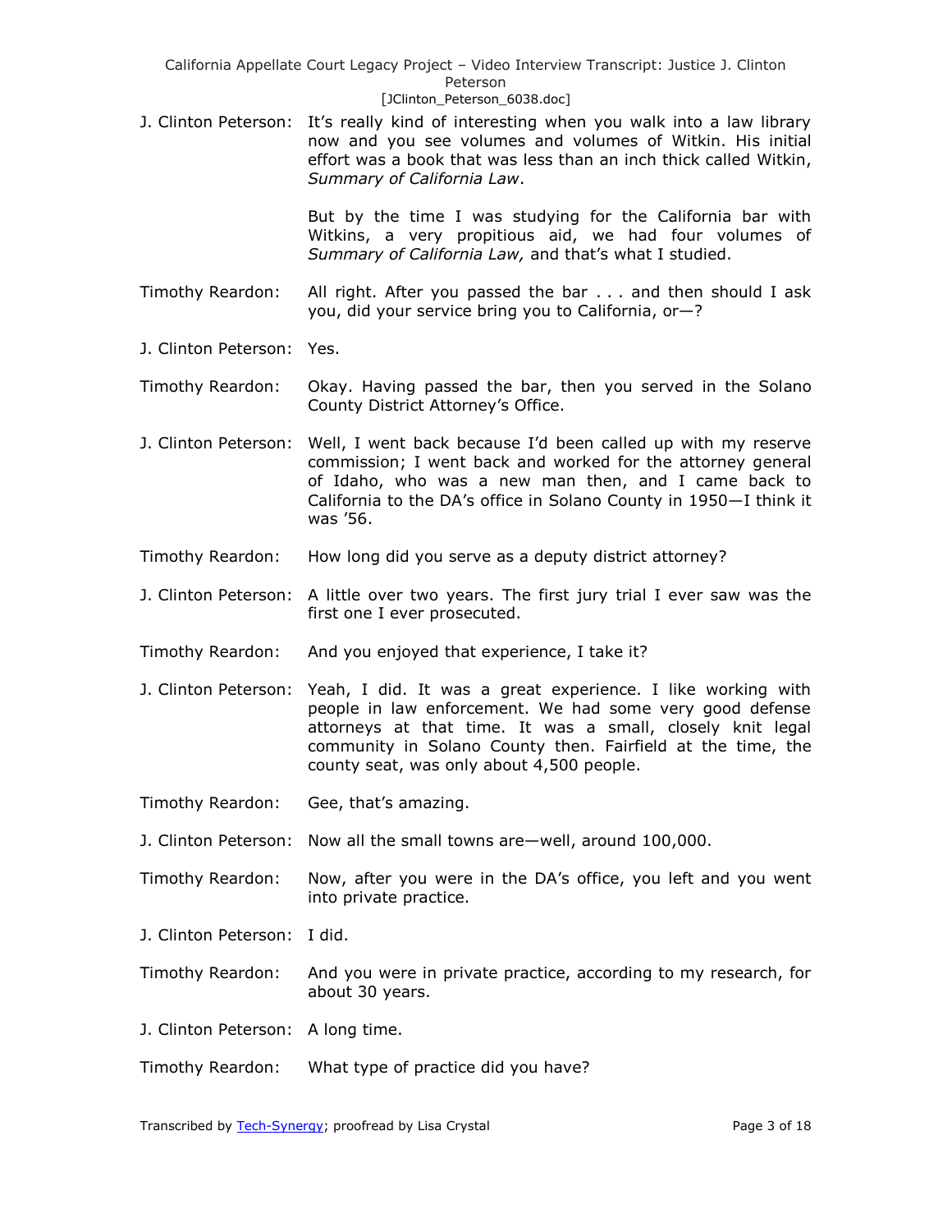J. Clinton Peterson: It's really kind of interesting when you walk into a law library now and you see volumes and volumes of Witkin. His initial effort was a book that was less than an inch thick called Witkin, *Summary of California Law*.

But by the time I was studying for the California bar with Witkins, a very propitious aid, we had four volumes of *Summary of California Law,* and that's what I studied.

Timothy Reardon: All right. After you passed the bar . . . and then should I ask you, did your service bring you to California, or—?

J. Clinton Peterson: Yes.

Timothy Reardon: Okay. Having passed the bar, then you served in the Solano County District Attorney's Office.

J. Clinton Peterson: Well, I went back because I'd been called up with my reserve commission; I went back and worked for the attorney general of Idaho, who was a new man then, and I came back to California to the DA's office in Solano County in 1950—I think it was '56.

Timothy Reardon: How long did you serve as a deputy district attorney?

J. Clinton Peterson: A little over two years. The first jury trial I ever saw was the first one I ever prosecuted.

Timothy Reardon: And you enjoyed that experience, I take it?

J. Clinton Peterson: Yeah, I did. It was a great experience. I like working with people in law enforcement. We had some very good defense attorneys at that time. It was a small, closely knit legal community in Solano County then. Fairfield at the time, the county seat, was only about 4,500 people.

Timothy Reardon: Gee, that's amazing.

J. Clinton Peterson: Now all the small towns are—well, around 100,000.

Timothy Reardon: Now, after you were in the DA's office, you left and you went into private practice.

J. Clinton Peterson: I did.

Timothy Reardon: And you were in private practice, according to my research, for about 30 years.

J. Clinton Peterson: A long time.

Timothy Reardon: What type of practice did you have?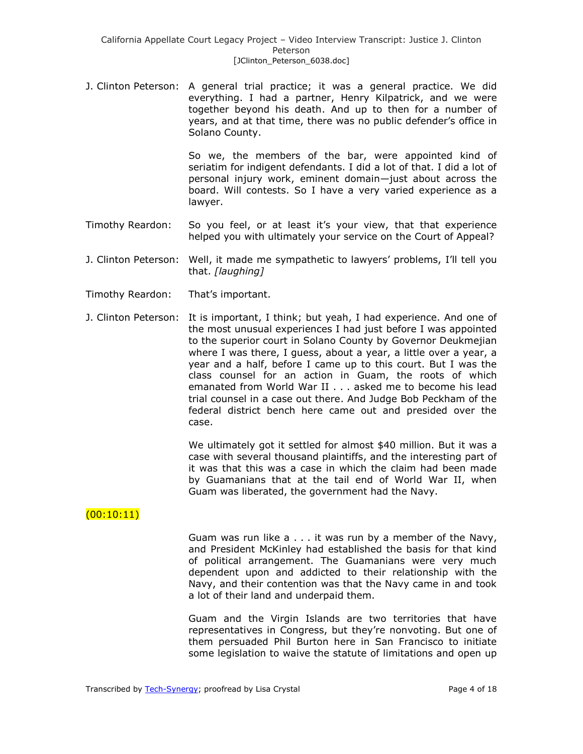J. Clinton Peterson: A general trial practice; it was a general practice. We did everything. I had a partner, Henry Kilpatrick, and we were together beyond his death. And up to then for a number of years, and at that time, there was no public defender's office in Solano County.

So we, the members of the bar, were appointed kind of seriatim for indigent defendants. I did a lot of that. I did a lot of personal injury work, eminent domain—just about across the board. Will contests. So I have a very varied experience as a lawyer.

Timothy Reardon: So you feel, or at least it's your view, that that experience helped you with ultimately your service on the Court of Appeal?

J. Clinton Peterson: Well, it made me sympathetic to lawyers' problems, I'll tell you that. *[laughing]*

Timothy Reardon: That's important.

J. Clinton Peterson: It is important, I think; but yeah, I had experience. And one of the most unusual experiences I had just before I was appointed to the superior court in Solano County by Governor Deukmejian where I was there, I guess, about a year, a little over a year, a year and a half, before I came up to this court. But I was the class counsel for an action in Guam, the roots of which emanated from World War II . . . asked me to become his lead trial counsel in a case out there. And Judge Bob Peckham of the federal district bench here came out and presided over the case.

We ultimately got it settled for almost $40 million. But it was a case with several thousand plaintiffs, and the interesting part of it was that this was a case in which the claim had been made by Guamanians that at the tail end of World War II, when Guam was liberated, the government had the Navy.

(00:10:11)

Guam was run like a . . . it was run by a member of the Navy, and President McKinley had established the basis for that kind of political arrangement. The Guamanians were very much dependent upon and addicted to their relationship with the Navy, and their contention was that the Navy came in and took a lot of their land and underpaid them.

Guam and the Virgin Islands are two territories that have representatives in Congress, but they're nonvoting. But one of them persuaded Phil Burton here in San Francisco to initiate some legislation to waive the statute of limitations and open up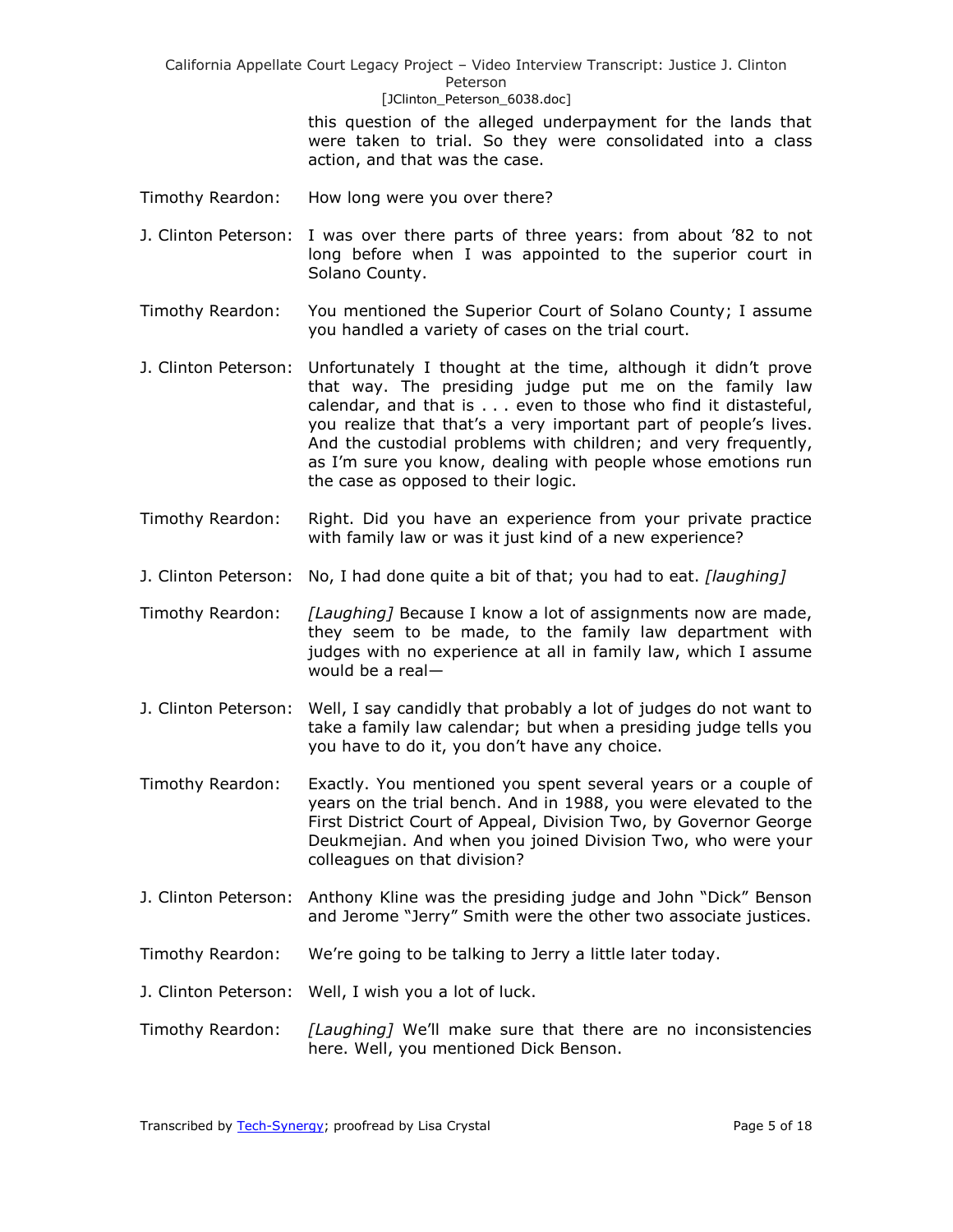this question of the alleged underpayment for the lands that were taken to trial. So they were consolidated into a class action, and that was the case.

Timothy Reardon: How long were you over there?

J. Clinton Peterson: I was over there parts of three years: from about '82 to not long before when I was appointed to the superior court in Solano County.

Timothy Reardon: You mentioned the Superior Court of Solano County; I assume you handled a variety of cases on the trial court.

J. Clinton Peterson: Unfortunately I thought at the time, although it didn't prove that way. The presiding judge put me on the family law calendar, and that is . . . even to those who find it distasteful, you realize that that's a very important part of people's lives. And the custodial problems with children; and very frequently, as I'm sure you know, dealing with people whose emotions run the case as opposed to their logic.

Timothy Reardon: Right. Did you have an experience from your private practice with family law or was it just kind of a new experience?

J. Clinton Peterson: No, I had done quite a bit of that; you had to eat. *[laughing]*

Timothy Reardon: *[Laughing]* Because I know a lot of assignments now are made, they seem to be made, to the family law department with judges with no experience at all in family law, which I assume would be a real—

J. Clinton Peterson: Well, I say candidly that probably a lot of judges do not want to take a family law calendar; but when a presiding judge tells you you have to do it, you don't have any choice.

Timothy Reardon: Exactly. You mentioned you spent several years or a couple of years on the trial bench. And in 1988, you were elevated to the First District Court of Appeal, Division Two, by Governor George Deukmejian. And when you joined Division Two, who were your colleagues on that division?

J. Clinton Peterson: Anthony Kline was the presiding judge and John "Dick" Benson and Jerome "Jerry" Smith were the other two associate justices.

Timothy Reardon: We're going to be talking to Jerry a little later today.

J. Clinton Peterson: Well, I wish you a lot of luck.

Timothy Reardon: *[Laughing]* We'll make sure that there are no inconsistencies here. Well, you mentioned Dick Benson.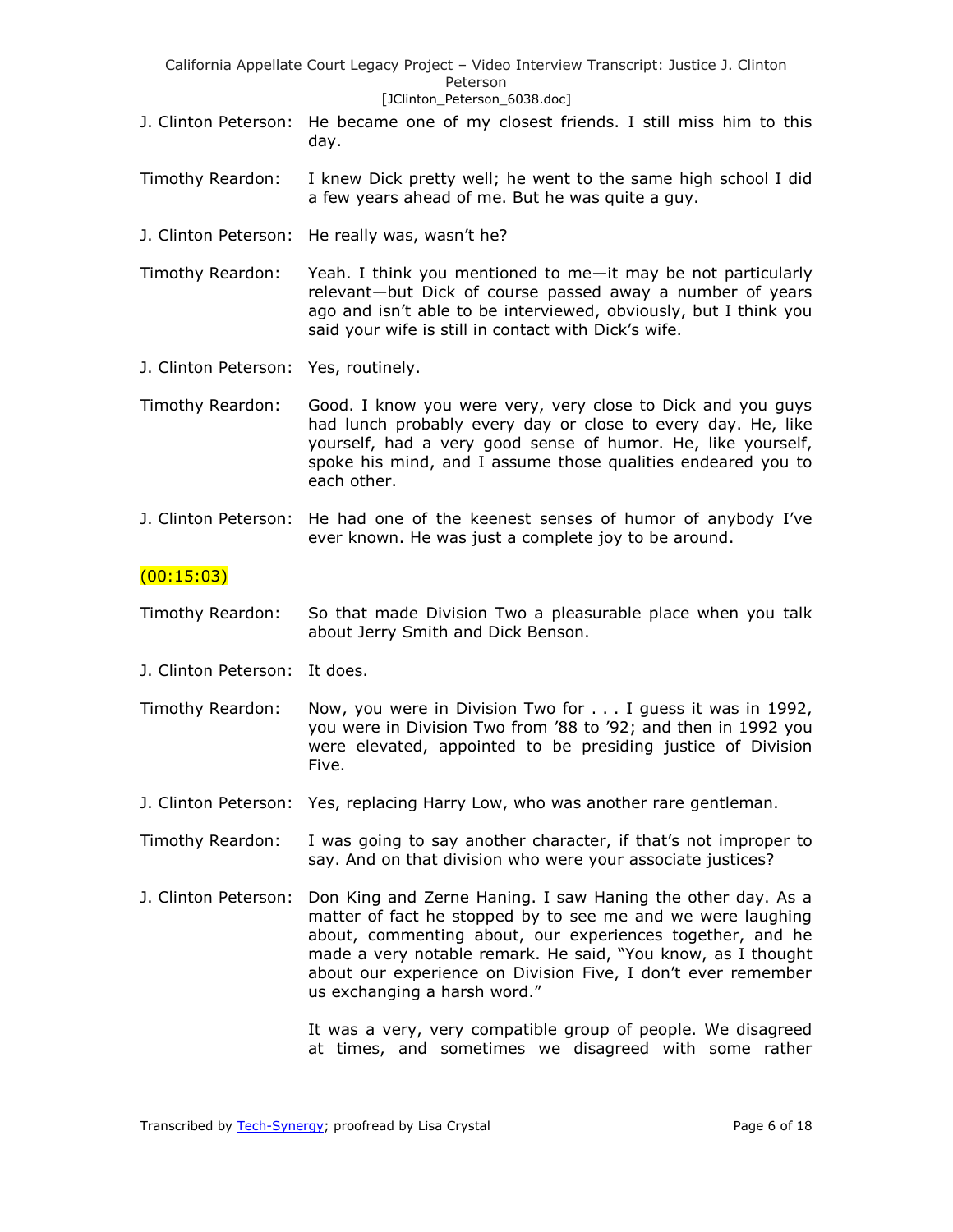J. Clinton Peterson: He became one of my closest friends. I still miss him to this day.

Timothy Reardon: I knew Dick pretty well; he went to the same high school I did a few years ahead of me. But he was quite a guy.

J. Clinton Peterson: He really was, wasn't he?

Timothy Reardon: Yeah. I think you mentioned to me—it may be not particularly relevant—but Dick of course passed away a number of years ago and isn't able to be interviewed, obviously, but I think you said your wife is still in contact with Dick's wife.

J. Clinton Peterson: Yes, routinely.

Timothy Reardon: Good. I know you were very, very close to Dick and you guys had lunch probably every day or close to every day. He, like yourself, had a very good sense of humor. He, like yourself, spoke his mind, and I assume those qualities endeared you to each other.

J. Clinton Peterson: He had one of the keenest senses of humor of anybody I've ever known. He was just a complete joy to be around.

(00:15:03)

Timothy Reardon: So that made Division Two a pleasurable place when you talk about Jerry Smith and Dick Benson.

J. Clinton Peterson: It does.

Timothy Reardon: Now, you were in Division Two for . . . I guess it was in 1992, you were in Division Two from '88 to '92; and then in 1992 you were elevated, appointed to be presiding justice of Division Five.

J. Clinton Peterson: Yes, replacing Harry Low, who was another rare gentleman.

Timothy Reardon: I was going to say another character, if that's not improper to say. And on that division who were your associate justices?

J. Clinton Peterson: Don King and Zerne Haning. I saw Haning the other day. As a matter of fact he stopped by to see me and we were laughing about, commenting about, our experiences together, and he made a very notable remark. He said, "You know, as I thought about our experience on Division Five, I don't ever remember us exchanging a harsh word."

It was a very, very compatible group of people. We disagreed at times, and sometimes we disagreed with some rather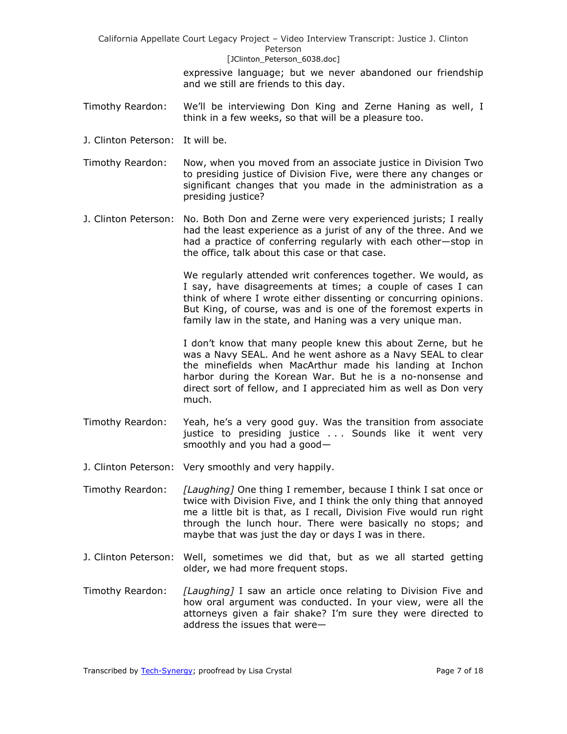expressive language; but we never abandoned our friendship and we still are friends to this day.

Timothy Reardon: We'll be interviewing Don King and Zerne Haning as well, I think in a few weeks, so that will be a pleasure too.

J. Clinton Peterson: It will be.

Timothy Reardon: Now, when you moved from an associate justice in Division Two to presiding justice of Division Five, were there any changes or significant changes that you made in the administration as a presiding justice?

J. Clinton Peterson: No. Both Don and Zerne were very experienced jurists; I really had the least experience as a jurist of any of the three. And we had a practice of conferring regularly with each other—stop in the office, talk about this case or that case.

We regularly attended writ conferences together. We would, as I say, have disagreements at times; a couple of cases I can think of where I wrote either dissenting or concurring opinions. But King, of course, was and is one of the foremost experts in family law in the state, and Haning was a very unique man.

I don't know that many people knew this about Zerne, but he was a Navy SEAL. And he went ashore as a Navy SEAL to clear the minefields when MacArthur made his landing at Inchon harbor during the Korean War. But he is a no-nonsense and direct sort of fellow, and I appreciated him as well as Don very much.

Timothy Reardon: Yeah, he's a very good guy. Was the transition from associate justice to presiding justice . . . Sounds like it went very smoothly and you had a good—

J. Clinton Peterson: Very smoothly and very happily.

Timothy Reardon: *[Laughing]* One thing I remember, because I think I sat once or twice with Division Five, and I think the only thing that annoyed me a little bit is that, as I recall, Division Five would run right through the lunch hour. There were basically no stops; and maybe that was just the day or days I was in there.

J. Clinton Peterson: Well, sometimes we did that, but as we all started getting older, we had more frequent stops.

Timothy Reardon: *[Laughing]* I saw an article once relating to Division Five and how oral argument was conducted. In your view, were all the attorneys given a fair shake? I'm sure they were directed to address the issues that were—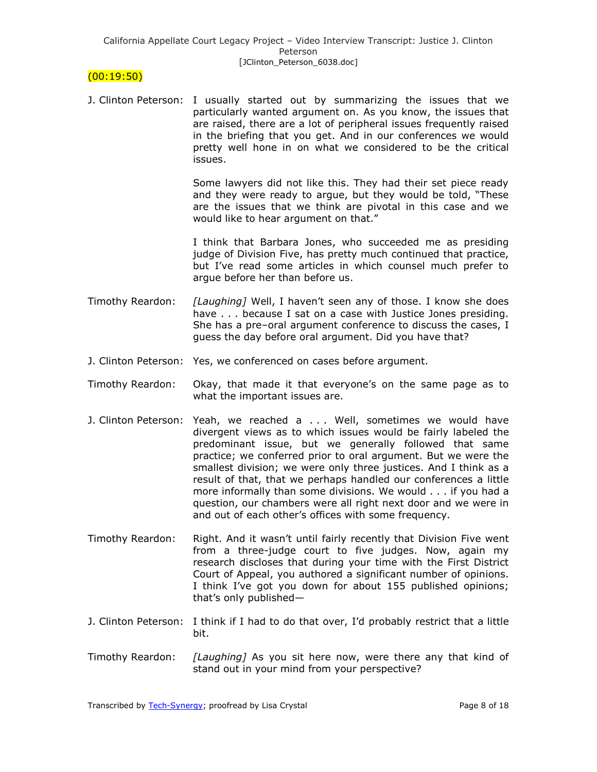(00:19:50)

J. Clinton Peterson: I usually started out by summarizing the issues that we particularly wanted argument on. As you know, the issues that are raised, there are a lot of peripheral issues frequently raised in the briefing that you get. And in our conferences we would pretty well hone in on what we considered to be the critical issues.

Some lawyers did not like this. They had their set piece ready and they were ready to argue, but they would be told, "These are the issues that we think are pivotal in this case and we would like to hear argument on that."

I think that Barbara Jones, who succeeded me as presiding judge of Division Five, has pretty much continued that practice, but I've read some articles in which counsel much prefer to argue before her than before us.

Timothy Reardon: *[Laughing]* Well, I haven't seen any of those. I know she does have . . . because I sat on a case with Justice Jones presiding. She has a pre–oral argument conference to discuss the cases, I guess the day before oral argument. Did you have that?

J. Clinton Peterson: Yes, we conferenced on cases before argument.

Timothy Reardon: Okay, that made it that everyone's on the same page as to what the important issues are.

J. Clinton Peterson: Yeah, we reached a . . . Well, sometimes we would have divergent views as to which issues would be fairly labeled the predominant issue, but we generally followed that same practice; we conferred prior to oral argument. But we were the smallest division; we were only three justices. And I think as a result of that, that we perhaps handled our conferences a little more informally than some divisions. We would . . . if you had a question, our chambers were all right next door and we were in and out of each other's offices with some frequency.

Timothy Reardon: Right. And it wasn't until fairly recently that Division Five went from a three-judge court to five judges. Now, again my research discloses that during your time with the First District Court of Appeal, you authored a significant number of opinions. I think I've got you down for about 155 published opinions; that's only published—

J. Clinton Peterson: I think if I had to do that over, I'd probably restrict that a little bit.

Timothy Reardon: *[Laughing]* As you sit here now, were there any that kind of stand out in your mind from your perspective?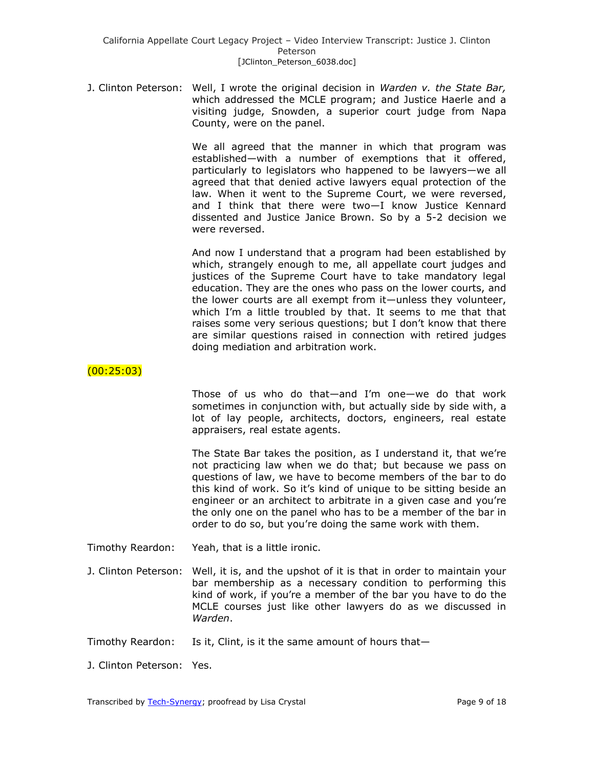J. Clinton Peterson: Well, I wrote the original decision in *Warden v. the State Bar,* which addressed the MCLE program; and Justice Haerle and a visiting judge, Snowden, a superior court judge from Napa County, were on the panel.

We all agreed that the manner in which that program was established—with a number of exemptions that it offered, particularly to legislators who happened to be lawyers—we all agreed that that denied active lawyers equal protection of the law. When it went to the Supreme Court, we were reversed, and I think that there were two—I know Justice Kennard dissented and Justice Janice Brown. So by a 5-2 decision we were reversed.

And now I understand that a program had been established by which, strangely enough to me, all appellate court judges and justices of the Supreme Court have to take mandatory legal education. They are the ones who pass on the lower courts, and the lower courts are all exempt from it—unless they volunteer, which I'm a little troubled by that. It seems to me that that raises some very serious questions; but I don't know that there are similar questions raised in connection with retired judges doing mediation and arbitration work.

(00:25:03)

Those of us who do that—and I'm one—we do that work sometimes in conjunction with, but actually side by side with, a lot of lay people, architects, doctors, engineers, real estate appraisers, real estate agents.

The State Bar takes the position, as I understand it, that we're not practicing law when we do that; but because we pass on questions of law, we have to become members of the bar to do this kind of work. So it's kind of unique to be sitting beside an engineer or an architect to arbitrate in a given case and you're the only one on the panel who has to be a member of the bar in order to do so, but you're doing the same work with them.

Timothy Reardon: Yeah, that is a little ironic.

J. Clinton Peterson: Well, it is, and the upshot of it is that in order to maintain your bar membership as a necessary condition to performing this kind of work, if you're a member of the bar you have to do the MCLE courses just like other lawyers do as we discussed in *Warden*.

Timothy Reardon: Is it, Clint, is it the same amount of hours that—

J. Clinton Peterson: Yes.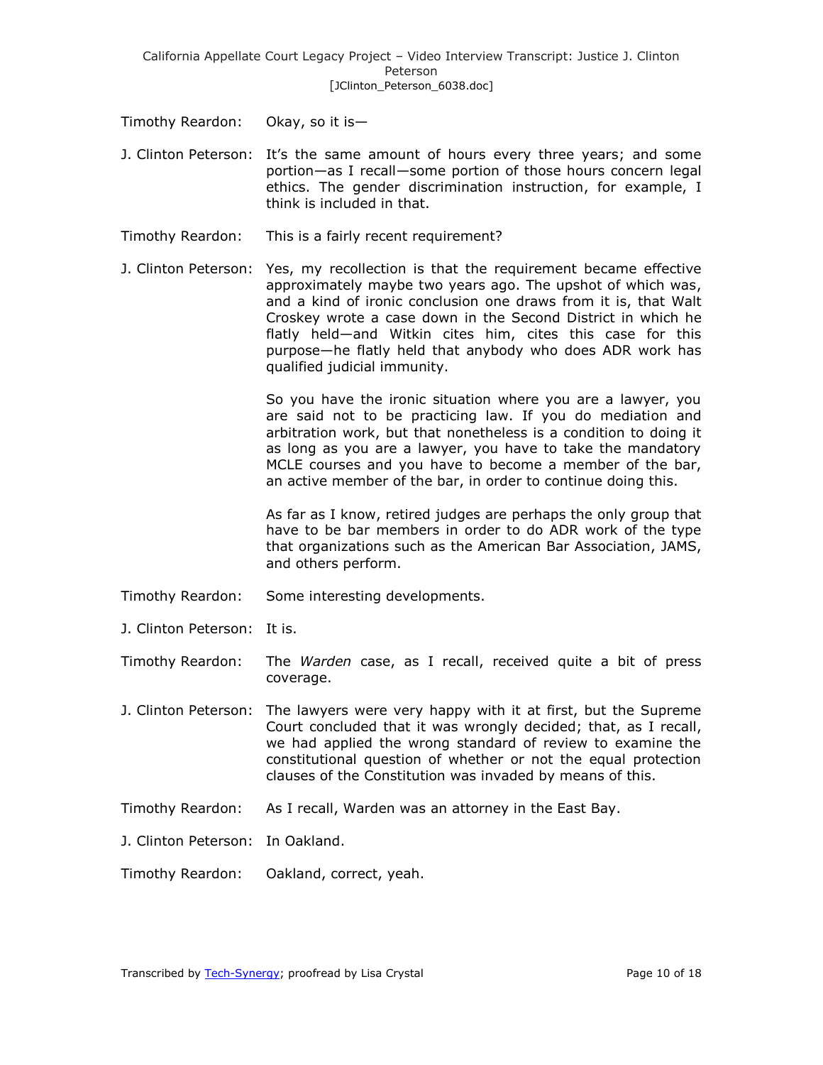Timothy Reardon: Okay, so it is—

J. Clinton Peterson: It's the same amount of hours every three years; and some portion—as I recall—some portion of those hours concern legal ethics. The gender discrimination instruction, for example, I think is included in that.

Timothy Reardon: This is a fairly recent requirement?

J. Clinton Peterson: Yes, my recollection is that the requirement became effective approximately maybe two years ago. The upshot of which was, and a kind of ironic conclusion one draws from it is, that Walt Croskey wrote a case down in the Second District in which he flatly held—and Witkin cites him, cites this case for this purpose—he flatly held that anybody who does ADR work has qualified judicial immunity.

So you have the ironic situation where you are a lawyer, you are said not to be practicing law. If you do mediation and arbitration work, but that nonetheless is a condition to doing it as long as you are a lawyer, you have to take the mandatory MCLE courses and you have to become a member of the bar, an active member of the bar, in order to continue doing this.

As far as I know, retired judges are perhaps the only group that have to be bar members in order to do ADR work of the type that organizations such as the American Bar Association, JAMS, and others perform.

Timothy Reardon: Some interesting developments.

J. Clinton Peterson: It is.

Timothy Reardon: The *Warden* case, as I recall, received quite a bit of press coverage.

J. Clinton Peterson: The lawyers were very happy with it at first, but the Supreme Court concluded that it was wrongly decided; that, as I recall, we had applied the wrong standard of review to examine the constitutional question of whether or not the equal protection clauses of the Constitution was invaded by means of this.

Timothy Reardon: As I recall, Warden was an attorney in the East Bay.

J. Clinton Peterson: In Oakland.

Timothy Reardon: Oakland, correct, yeah.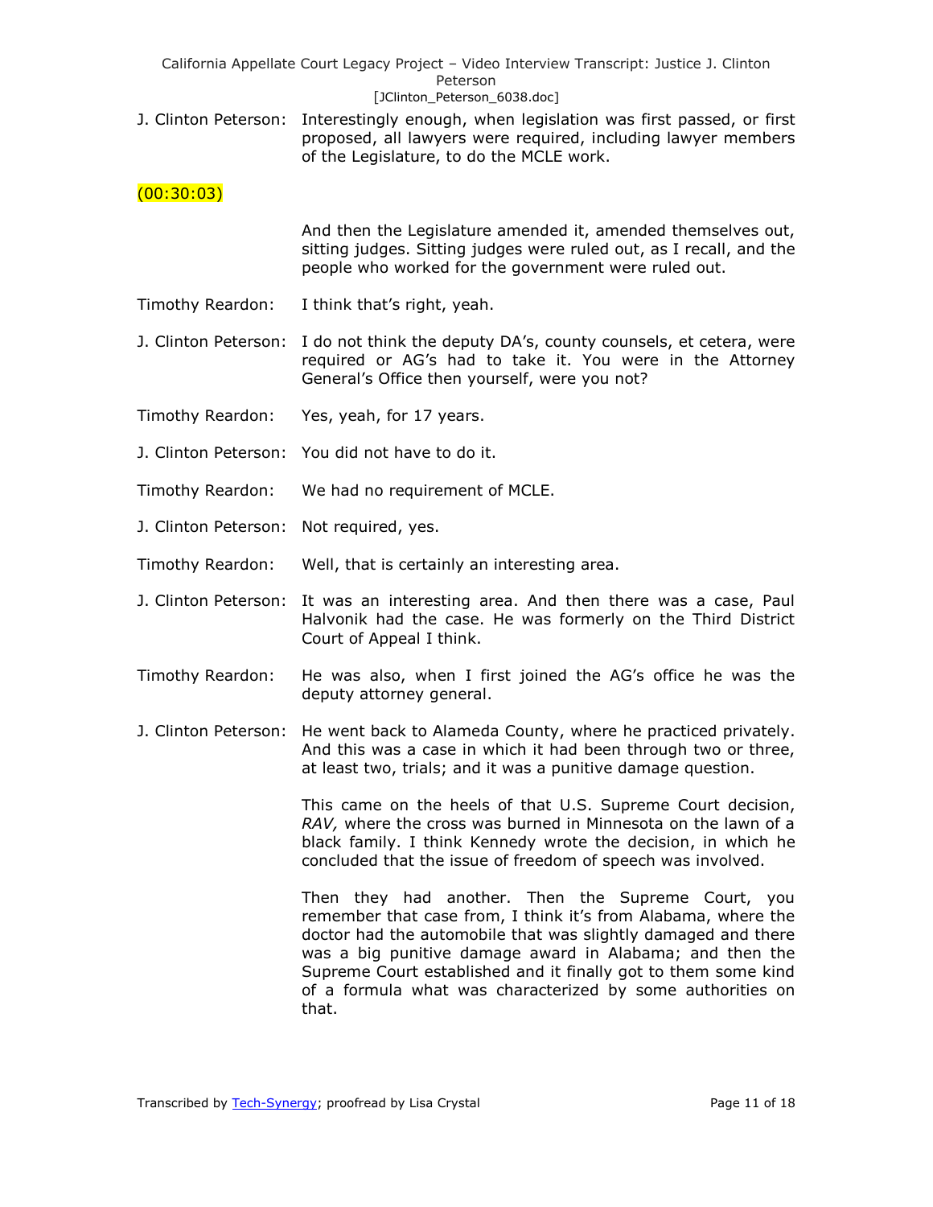J. Clinton Peterson: Interestingly enough, when legislation was first passed, or first proposed, all lawyers were required, including lawyer members of the Legislature, to do the MCLE work.

(00:30:03)

And then the Legislature amended it, amended themselves out, sitting judges. Sitting judges were ruled out, as I recall, and the people who worked for the government were ruled out.

Timothy Reardon: I think that's right, yeah.

J. Clinton Peterson: I do not think the deputy DA's, county counsels, et cetera, were required or AG's had to take it. You were in the Attorney General's Office then yourself, were you not?

Timothy Reardon: Yes, yeah, for 17 years.

J. Clinton Peterson: You did not have to do it.

Timothy Reardon: We had no requirement of MCLE.

J. Clinton Peterson: Not required, yes.

Timothy Reardon: Well, that is certainly an interesting area.

J. Clinton Peterson: It was an interesting area. And then there was a case, Paul Halvonik had the case. He was formerly on the Third District Court of Appeal I think.

Timothy Reardon: He was also, when I first joined the AG's office he was the deputy attorney general.

J. Clinton Peterson: He went back to Alameda County, where he practiced privately. And this was a case in which it had been through two or three, at least two, trials; and it was a punitive damage question.

This came on the heels of that U.S. Supreme Court decision, *RAV,* where the cross was burned in Minnesota on the lawn of a black family. I think Kennedy wrote the decision, in which he concluded that the issue of freedom of speech was involved.

Then they had another. Then the Supreme Court, you remember that case from, I think it's from Alabama, where the doctor had the automobile that was slightly damaged and there was a big punitive damage award in Alabama; and then the Supreme Court established and it finally got to them some kind of a formula what was characterized by some authorities on that.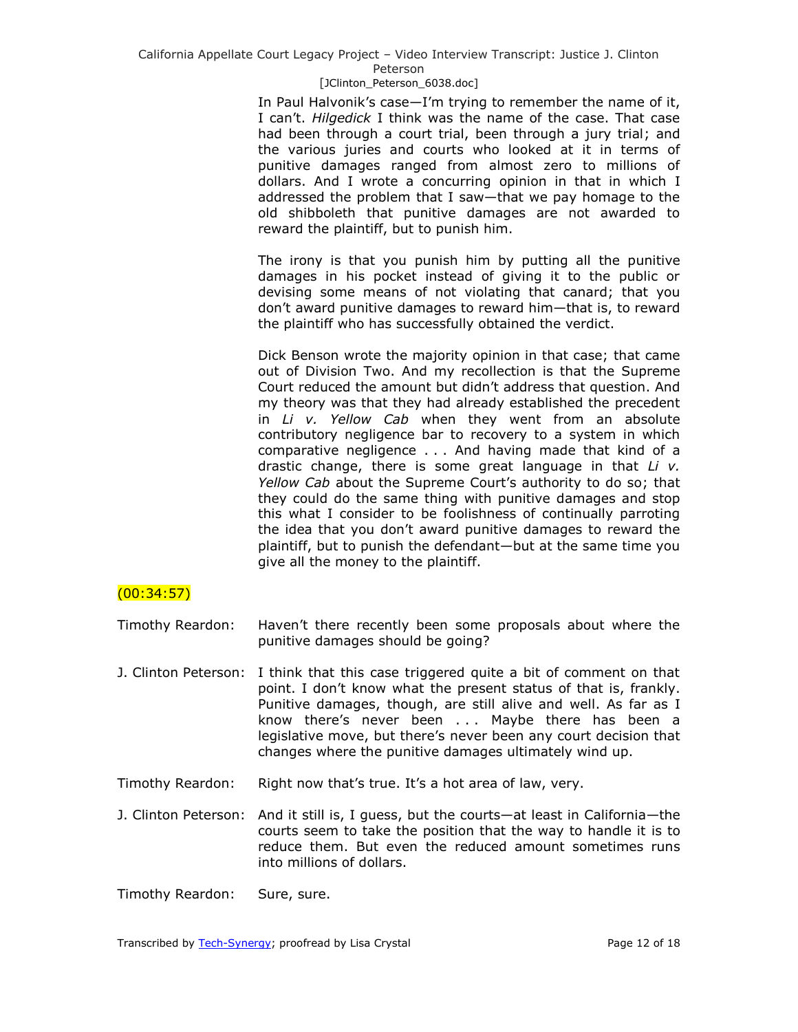In Paul Halvonik's case—I'm trying to remember the name of it, I can't. *Hilgedick* I think was the name of the case. That case had been through a court trial, been through a jury trial; and the various juries and courts who looked at it in terms of punitive damages ranged from almost zero to millions of dollars. And I wrote a concurring opinion in that in which I addressed the problem that I saw—that we pay homage to the old shibboleth that punitive damages are not awarded to reward the plaintiff, but to punish him.

The irony is that you punish him by putting all the punitive damages in his pocket instead of giving it to the public or devising some means of not violating that canard; that you don't award punitive damages to reward him—that is, to reward the plaintiff who has successfully obtained the verdict.

Dick Benson wrote the majority opinion in that case; that came out of Division Two. And my recollection is that the Supreme Court reduced the amount but didn't address that question. And my theory was that they had already established the precedent in *Li v. Yellow Cab* when they went from an absolute contributory negligence bar to recovery to a system in which comparative negligence . . . And having made that kind of a drastic change, there is some great language in that *Li v. Yellow Cab* about the Supreme Court's authority to do so; that they could do the same thing with punitive damages and stop this what I consider to be foolishness of continually parroting the idea that you don't award punitive damages to reward the plaintiff, but to punish the defendant—but at the same time you give all the money to the plaintiff.

(00:34:57)

Timothy Reardon: Haven't there recently been some proposals about where the punitive damages should be going?

J. Clinton Peterson: I think that this case triggered quite a bit of comment on that point. I don't know what the present status of that is, frankly. Punitive damages, though, are still alive and well. As far as I know there's never been . . . Maybe there has been a legislative move, but there's never been any court decision that changes where the punitive damages ultimately wind up.

Timothy Reardon: Right now that's true. It's a hot area of law, very.

J. Clinton Peterson: And it still is, I guess, but the courts—at least in California—the courts seem to take the position that the way to handle it is to reduce them. But even the reduced amount sometimes runs into millions of dollars.

Timothy Reardon: Sure, sure.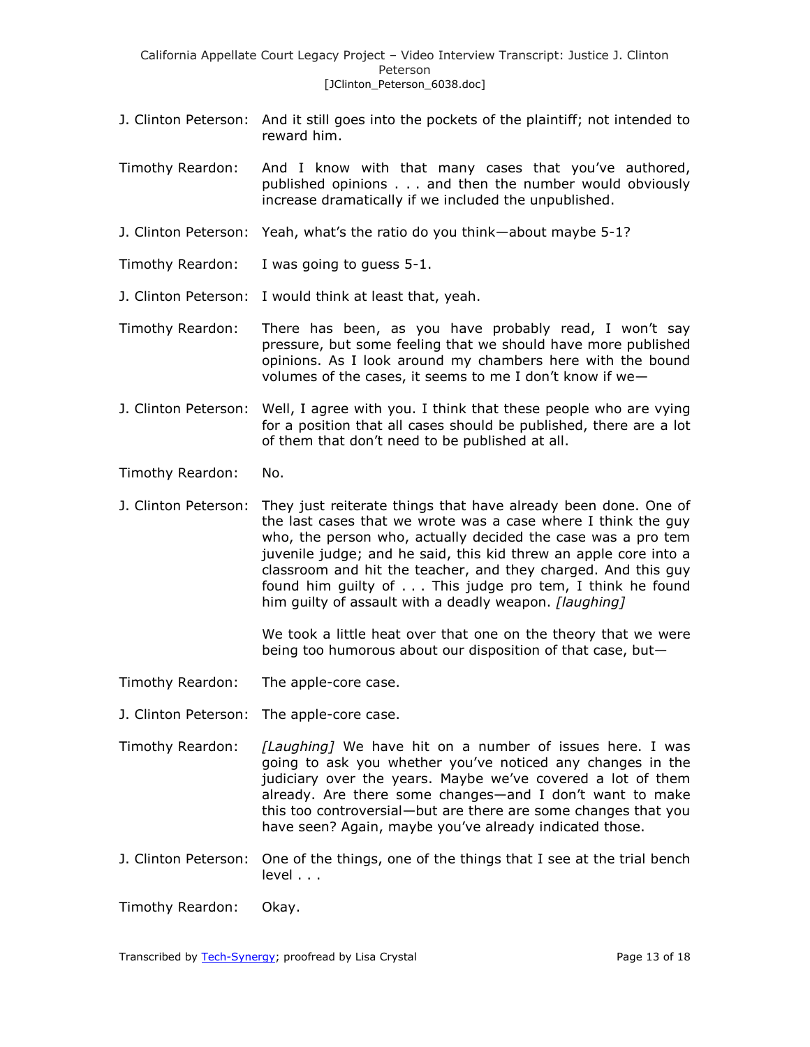J. Clinton Peterson: And it still goes into the pockets of the plaintiff; not intended to reward him.

Timothy Reardon: And I know with that many cases that you've authored, published opinions . . . and then the number would obviously increase dramatically if we included the unpublished.

J. Clinton Peterson: Yeah, what's the ratio do you think—about maybe 5-1?

Timothy Reardon: I was going to guess 5-1.

J. Clinton Peterson: I would think at least that, yeah.

Timothy Reardon: There has been, as you have probably read, I won't say pressure, but some feeling that we should have more published opinions. As I look around my chambers here with the bound volumes of the cases, it seems to me I don't know if we—

J. Clinton Peterson: Well, I agree with you. I think that these people who are vying for a position that all cases should be published, there are a lot of them that don't need to be published at all.

Timothy Reardon: No.

J. Clinton Peterson: They just reiterate things that have already been done. One of the last cases that we wrote was a case where I think the guy who, the person who, actually decided the case was a pro tem juvenile judge; and he said, this kid threw an apple core into a classroom and hit the teacher, and they charged. And this guy found him guilty of . . . This judge pro tem, I think he found him guilty of assault with a deadly weapon. *[laughing]*

We took a little heat over that one on the theory that we were being too humorous about our disposition of that case, but—

Timothy Reardon: The apple-core case.

J. Clinton Peterson: The apple-core case.

Timothy Reardon: *[Laughing]* We have hit on a number of issues here. I was going to ask you whether you've noticed any changes in the judiciary over the years. Maybe we've covered a lot of them already. Are there some changes—and I don't want to make this too controversial—but are there are some changes that you have seen? Again, maybe you've already indicated those.

J. Clinton Peterson: One of the things, one of the things that I see at the trial bench level . . .

Timothy Reardon: Okay.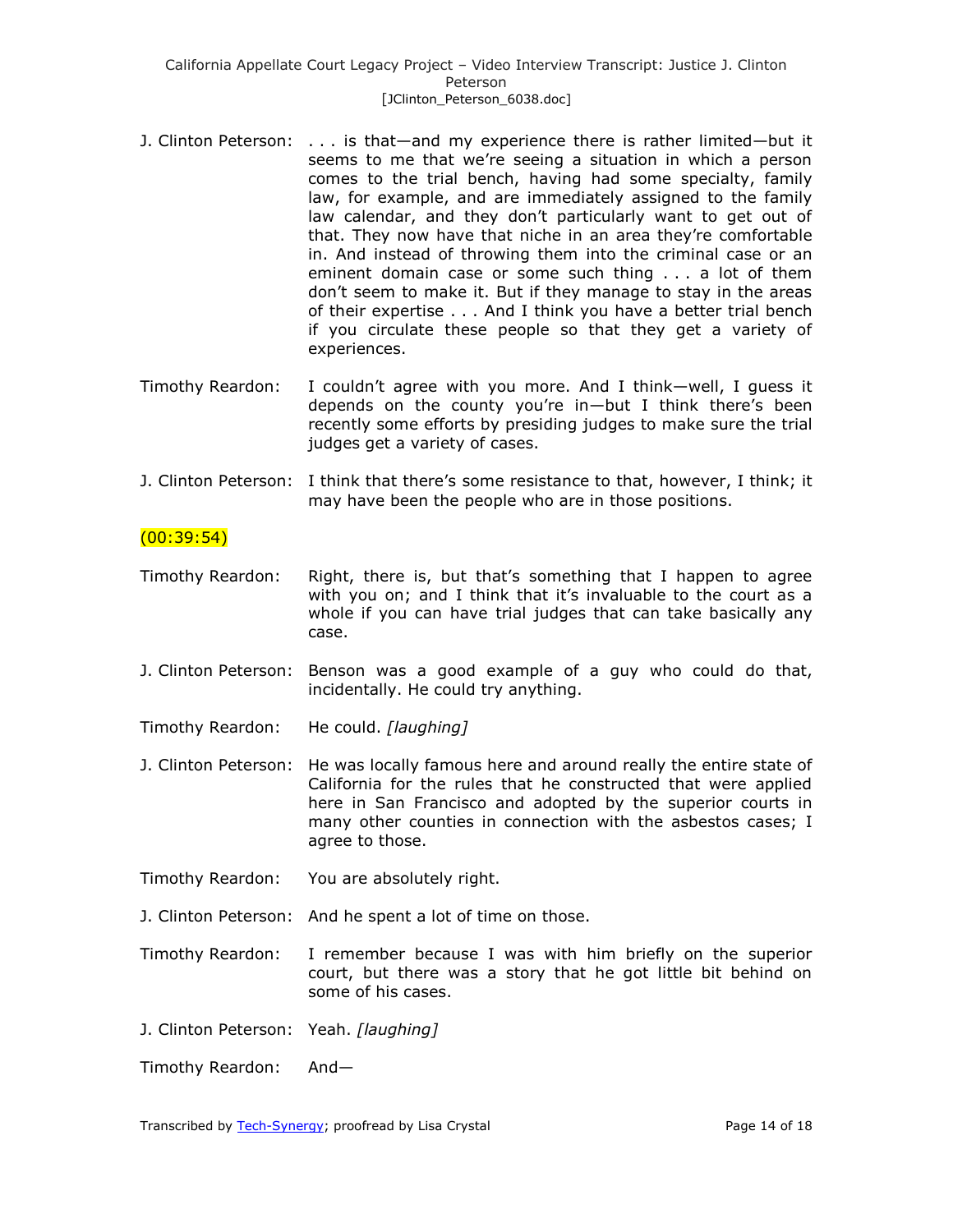J. Clinton Peterson: . . . is that—and my experience there is rather limited—but it seems to me that we're seeing a situation in which a person comes to the trial bench, having had some specialty, family law, for example, and are immediately assigned to the family law calendar, and they don't particularly want to get out of that. They now have that niche in an area they're comfortable in. And instead of throwing them into the criminal case or an eminent domain case or some such thing . . . a lot of them don't seem to make it. But if they manage to stay in the areas of their expertise . . . And I think you have a better trial bench if you circulate these people so that they get a variety of experiences.

Timothy Reardon: I couldn't agree with you more. And I think—well, I guess it depends on the county you're in—but I think there's been recently some efforts by presiding judges to make sure the trial judges get a variety of cases.

J. Clinton Peterson: I think that there's some resistance to that, however, I think; it may have been the people who are in those positions.

(00:39:54)

Timothy Reardon: Right, there is, but that's something that I happen to agree with you on; and I think that it's invaluable to the court as a whole if you can have trial judges that can take basically any case.

J. Clinton Peterson: Benson was a good example of a guy who could do that, incidentally. He could try anything.

Timothy Reardon: He could. *[laughing]*

J. Clinton Peterson: He was locally famous here and around really the entire state of California for the rules that he constructed that were applied here in San Francisco and adopted by the superior courts in many other counties in connection with the asbestos cases; I agree to those.

Timothy Reardon: You are absolutely right.

J. Clinton Peterson: And he spent a lot of time on those.

Timothy Reardon: I remember because I was with him briefly on the superior court, but there was a story that he got little bit behind on some of his cases.

J. Clinton Peterson: Yeah. *[laughing]*

Timothy Reardon: And—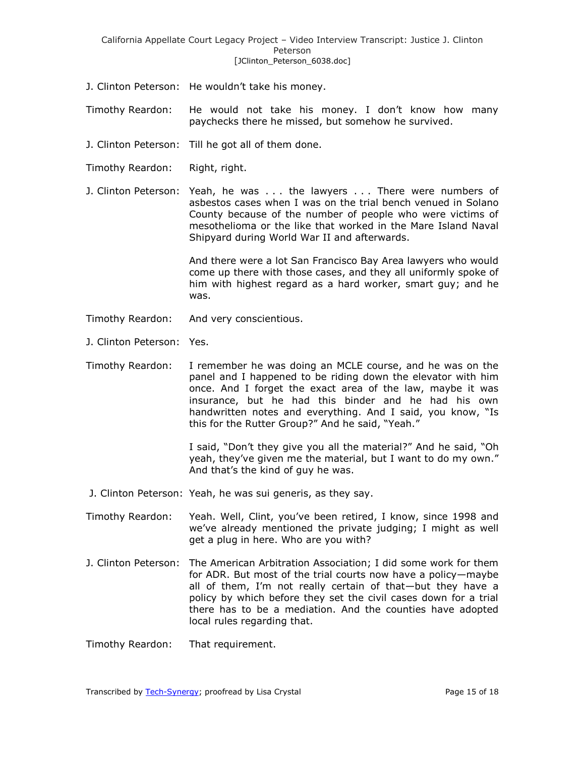J. Clinton Peterson: He wouldn't take his money.

Timothy Reardon: He would not take his money. I don't know how many paychecks there he missed, but somehow he survived.

J. Clinton Peterson: Till he got all of them done.

Timothy Reardon: Right, right.

J. Clinton Peterson: Yeah, he was . . . the lawyers . . . There were numbers of asbestos cases when I was on the trial bench venued in Solano County because of the number of people who were victims of mesothelioma or the like that worked in the Mare Island Naval Shipyard during World War II and afterwards.

And there were a lot San Francisco Bay Area lawyers who would come up there with those cases, and they all uniformly spoke of him with highest regard as a hard worker, smart guy; and he was.

Timothy Reardon: And very conscientious.

J. Clinton Peterson: Yes.

Timothy Reardon: I remember he was doing an MCLE course, and he was on the panel and I happened to be riding down the elevator with him once. And I forget the exact area of the law, maybe it was insurance, but he had this binder and he had his own handwritten notes and everything. And I said, you know, "Is this for the Rutter Group?" And he said, "Yeah."

I said, "Don't they give you all the material?" And he said, "Oh yeah, they've given me the material, but I want to do my own." And that's the kind of guy he was.

J. Clinton Peterson: Yeah, he was sui generis, as they say.

Timothy Reardon: Yeah. Well, Clint, you've been retired, I know, since 1998 and we've already mentioned the private judging; I might as well get a plug in here. Who are you with?

J. Clinton Peterson: The American Arbitration Association; I did some work for them for ADR. But most of the trial courts now have a policy—maybe all of them, I'm not really certain of that—but they have a policy by which before they set the civil cases down for a trial there has to be a mediation. And the counties have adopted local rules regarding that.

Timothy Reardon: That requirement.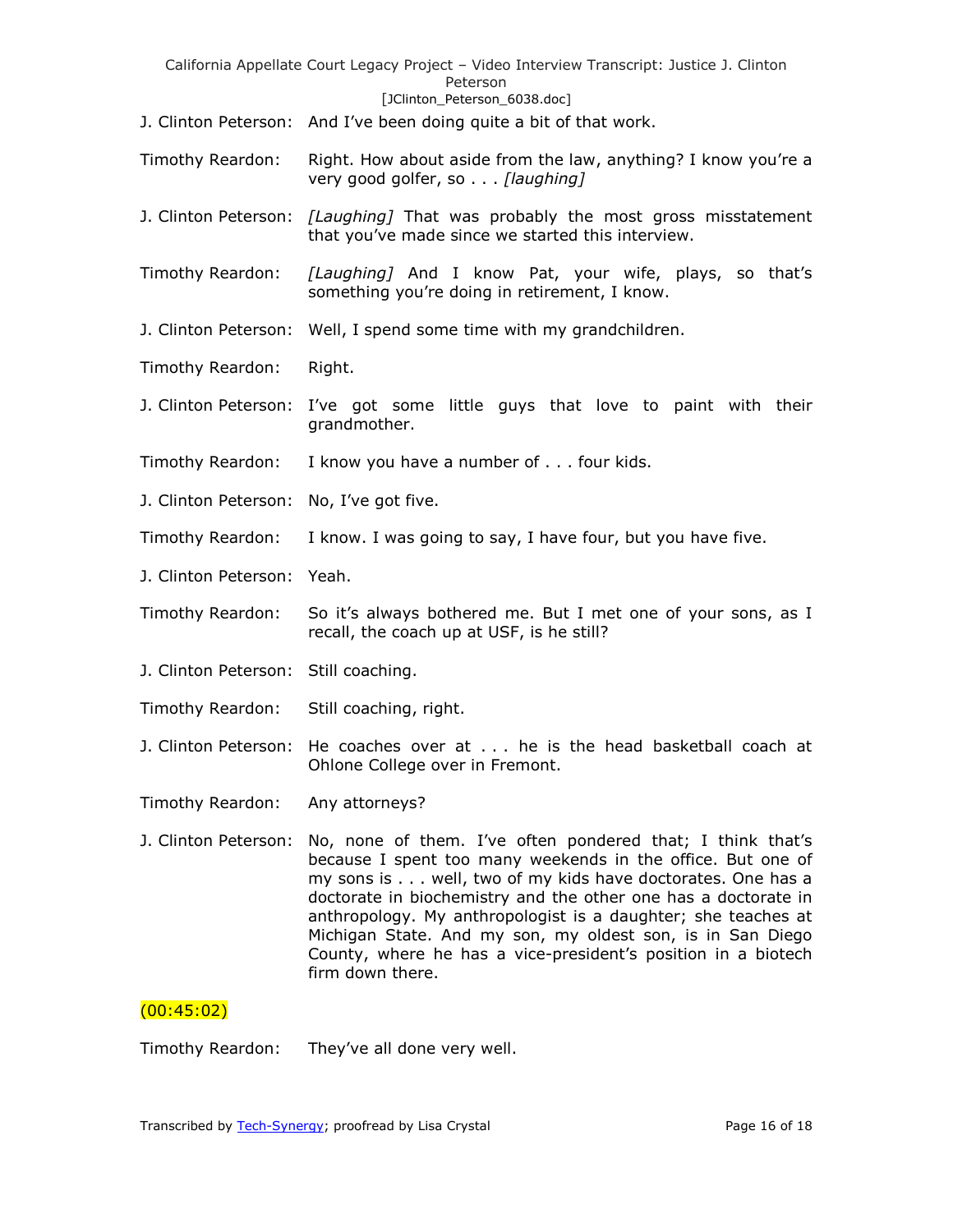J. Clinton Peterson: And I've been doing quite a bit of that work.

Timothy Reardon: Right. How about aside from the law, anything? I know you're a very good golfer, so . . . *[laughing]*

J. Clinton Peterson: *[Laughing]* That was probably the most gross misstatement that you've made since we started this interview.

Timothy Reardon: *[Laughing]* And I know Pat, your wife, plays, so that's something you're doing in retirement, I know.

J. Clinton Peterson: Well, I spend some time with my grandchildren.

Timothy Reardon: Right.

J. Clinton Peterson: I've got some little guys that love to paint with their grandmother.

Timothy Reardon: I know you have a number of . . . four kids.

J. Clinton Peterson: No, I've got five.

Timothy Reardon: I know. I was going to say, I have four, but you have five.

J. Clinton Peterson: Yeah.

Timothy Reardon: So it's always bothered me. But I met one of your sons, as I recall, the coach up at USF, is he still?

J. Clinton Peterson: Still coaching.

Timothy Reardon: Still coaching, right.

J. Clinton Peterson: He coaches over at . . . he is the head basketball coach at Ohlone College over in Fremont.

Timothy Reardon: Any attorneys?

J. Clinton Peterson: No, none of them. I've often pondered that; I think that's because I spent too many weekends in the office. But one of my sons is . . . well, two of my kids have doctorates. One has a doctorate in biochemistry and the other one has a doctorate in anthropology. My anthropologist is a daughter; she teaches at Michigan State. And my son, my oldest son, is in San Diego County, where he has a vice-president's position in a biotech firm down there.

(00:45:02)

Timothy Reardon: They've all done very well.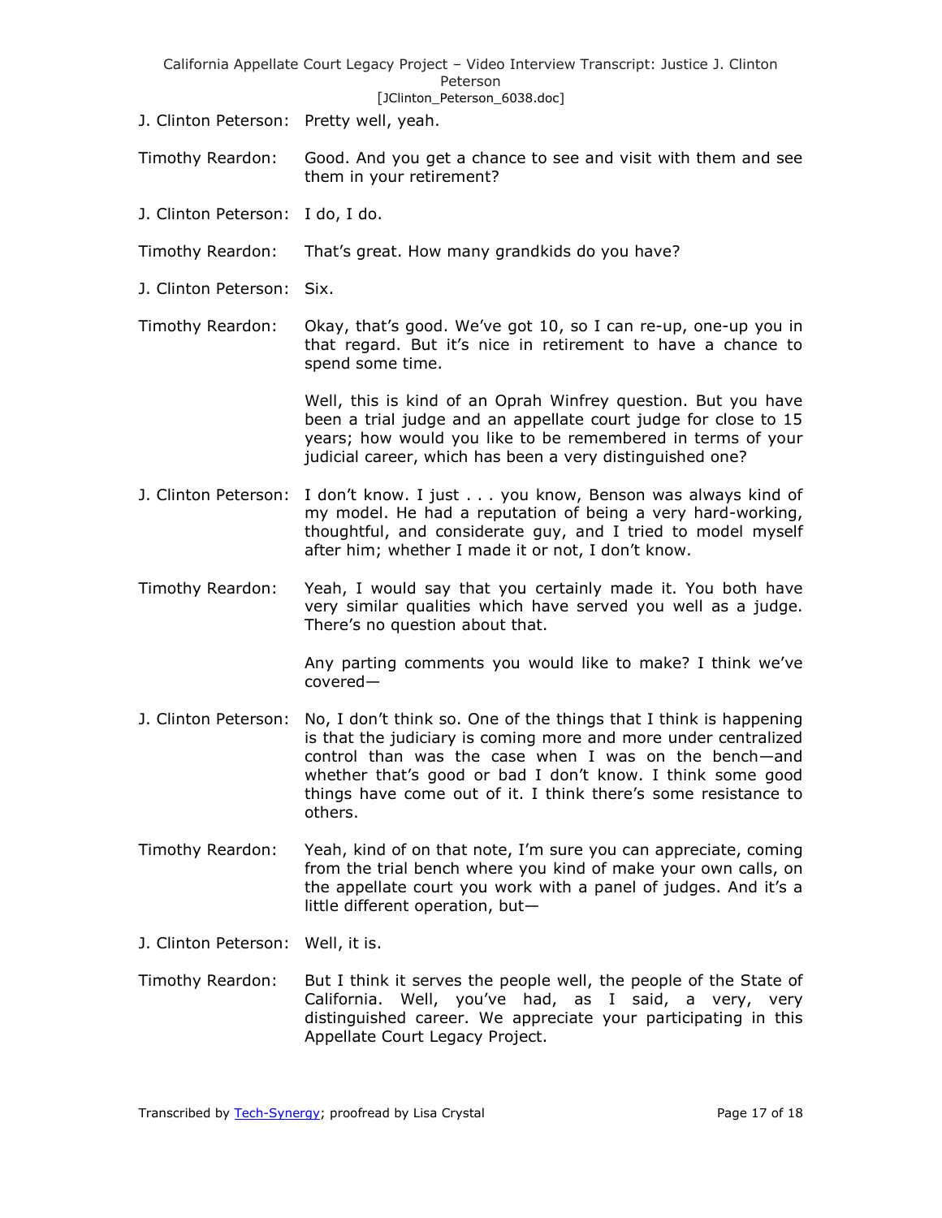J. Clinton Peterson: Pretty well, yeah.

Timothy Reardon: Good. And you get a chance to see and visit with them and see them in your retirement?

J. Clinton Peterson: I do, I do.

Timothy Reardon: That's great. How many grandkids do you have?

J. Clinton Peterson: Six.

Timothy Reardon: Okay, that's good. We've got 10, so I can re-up, one-up you in that regard. But it's nice in retirement to have a chance to spend some time.

Well, this is kind of an Oprah Winfrey question. But you have been a trial judge and an appellate court judge for close to 15 years; how would you like to be remembered in terms of your judicial career, which has been a very distinguished one?

J. Clinton Peterson: I don't know. I just . . . you know, Benson was always kind of my model. He had a reputation of being a very hard-working, thoughtful, and considerate guy, and I tried to model myself after him; whether I made it or not, I don't know.

Timothy Reardon: Yeah, I would say that you certainly made it. You both have very similar qualities which have served you well as a judge. There's no question about that.

Any parting comments you would like to make? I think we've covered—

J. Clinton Peterson: No, I don't think so. One of the things that I think is happening is that the judiciary is coming more and more under centralized control than was the case when I was on the bench—and whether that's good or bad I don't know. I think some good things have come out of it. I think there's some resistance to others.

Timothy Reardon: Yeah, kind of on that note, I'm sure you can appreciate, coming from the trial bench where you kind of make your own calls, on the appellate court you work with a panel of judges. And it's a little different operation, but—

J. Clinton Peterson: Well, it is.

Timothy Reardon: But I think it serves the people well, the people of the State of California. Well, you've had, as I said, a very, very distinguished career. We appreciate your participating in this Appellate Court Legacy Project.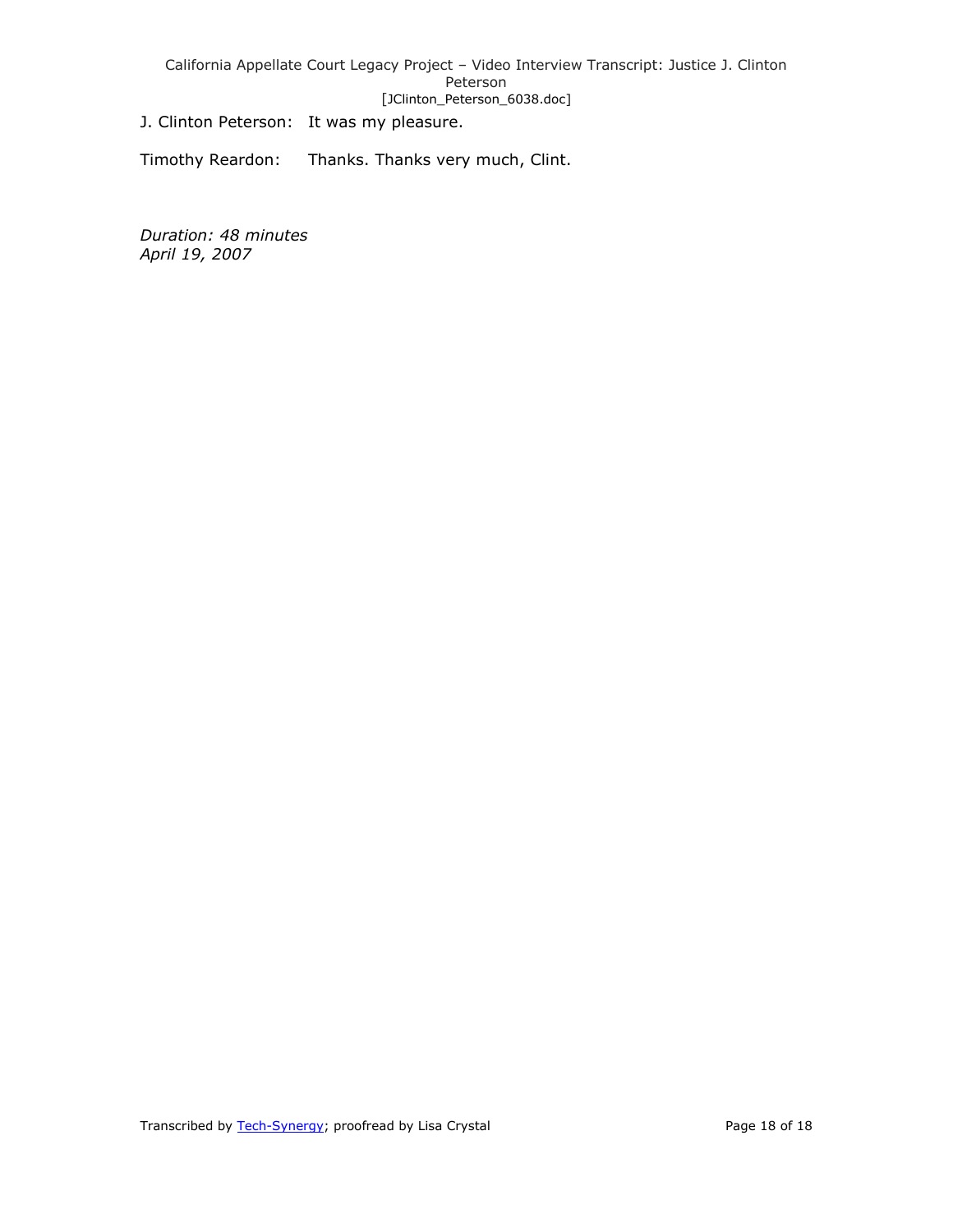J. Clinton Peterson: It was my pleasure.

Timothy Reardon: Thanks. Thanks very much, Clint.

*Duration: 48 minutes*
*April 19, 2007*